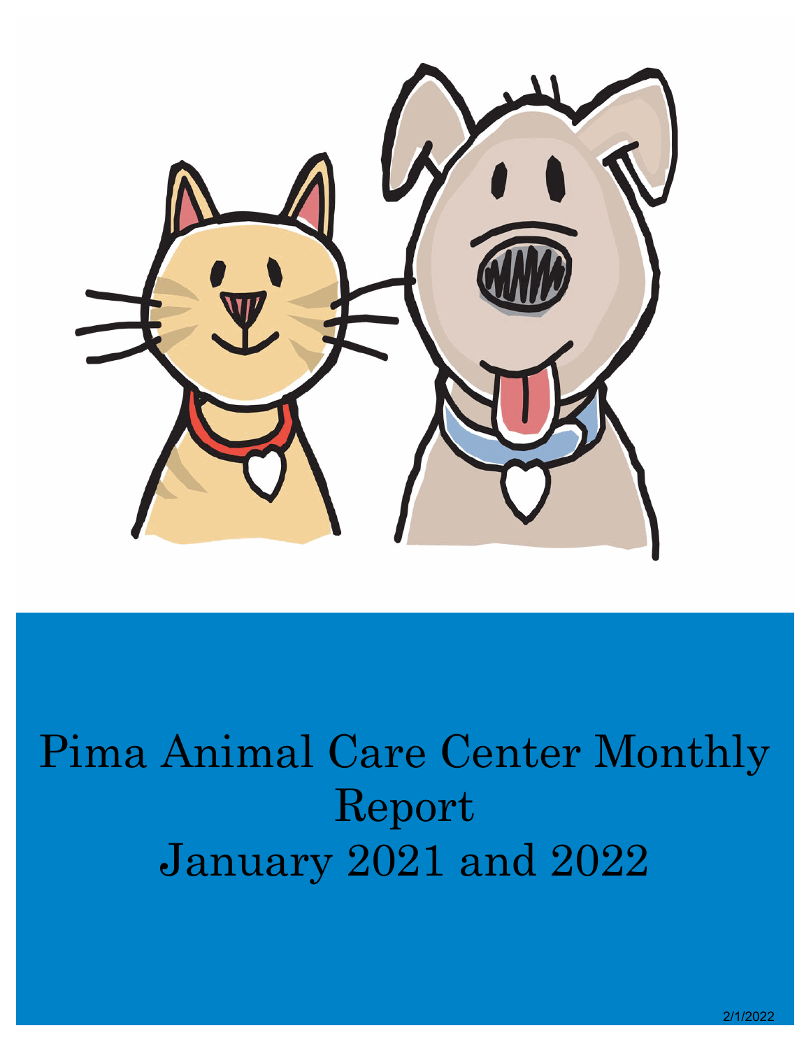# Pima Animal Care Center Monthly Report
# January 2021 and 2022

2/1/2022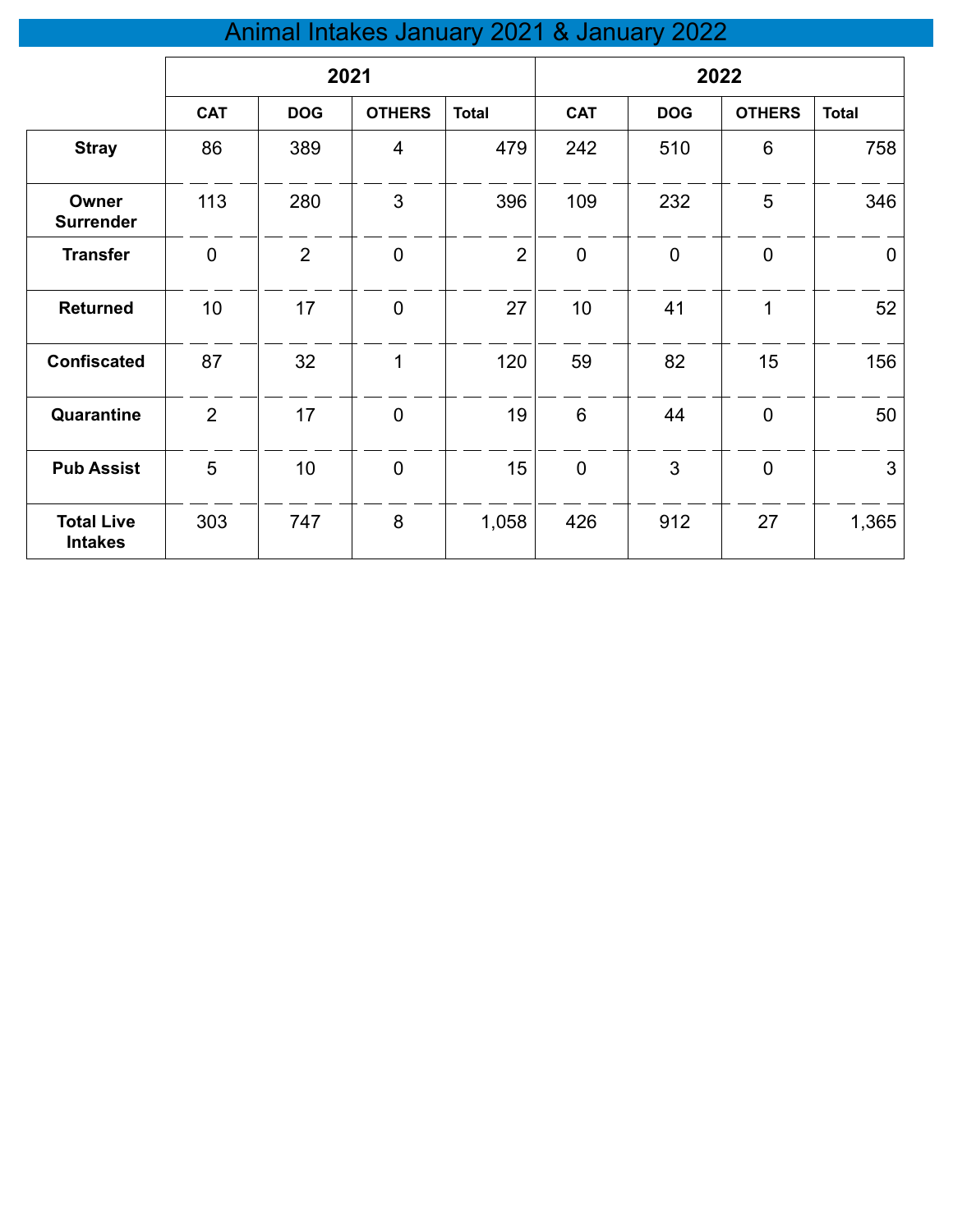# Animal Intakes January 2021 & January 2022

| | 2021 | | | | 2022 | | | |
|---|---|---|---|---|---|---|---|---|
| | CAT | DOG | OTHERS | Total | CAT | DOG | OTHERS | Total |
| **Stray** | 86 | 389 | 4 | 479 | 242 | 510 | 6 | 758 |
| **Owner Surrender** | 113 | 280 | 3 | 396 | 109 | 232 | 5 | 346 |
| **Transfer** | 0 | 2 | 0 | 2 | 0 | 0 | 0 | 0 |
| **Returned** | 10 | 17 | 0 | 27 | 10 | 41 | 1 | 52 |
| **Confiscated** | 87 | 32 | 1 | 120 | 59 | 82 | 15 | 156 |
| **Quarantine** | 2 | 17 | 0 | 19 | 6 | 44 | 0 | 50 |
| **Pub Assist** | 5 | 10 | 0 | 15 | 0 | 3 | 0 | 3 |
| **Total Live Intakes** | 303 | 747 | 8 | 1,058 | 426 | 912 | 27 | 1,365 |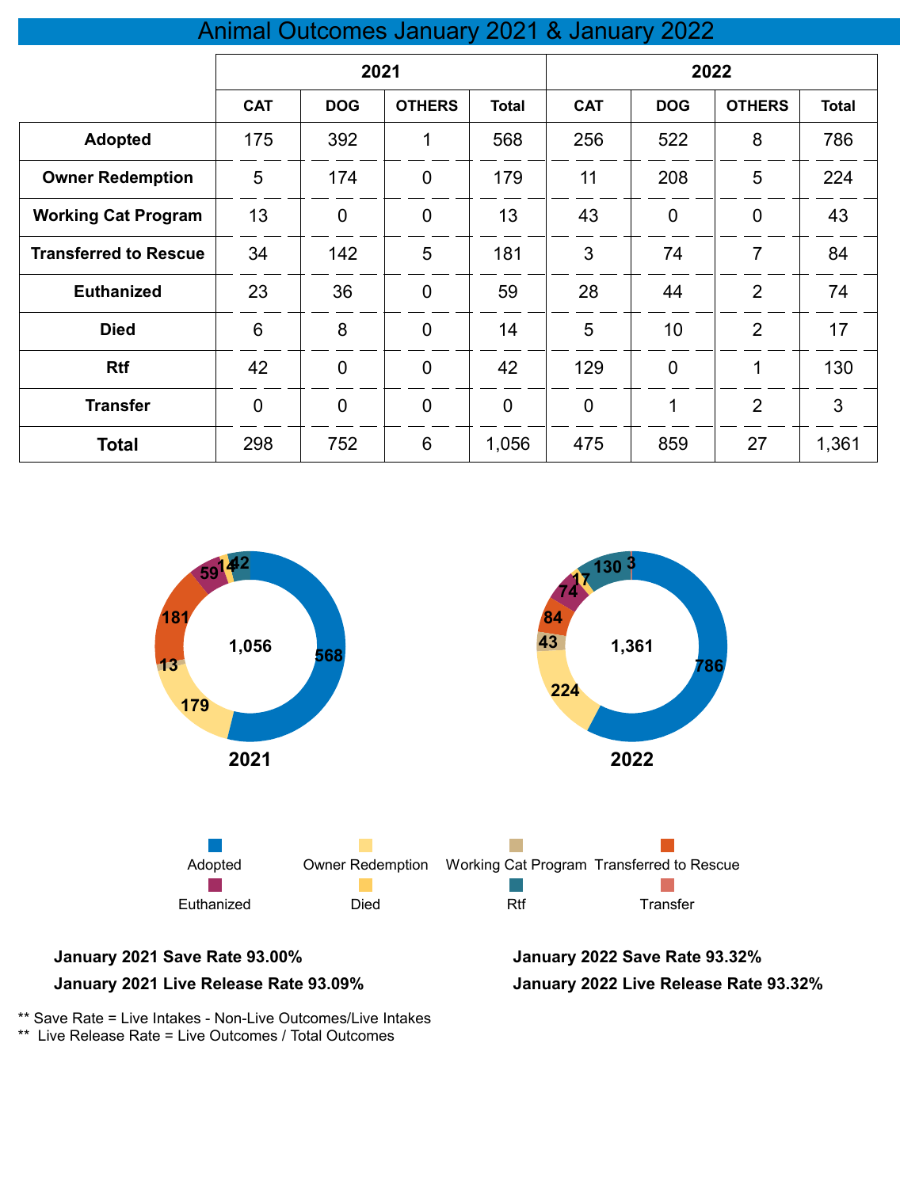# Animal Outcomes January 2021 & January 2022

| | 2021 | | | | 2022 | | | |
|---|---|---|---|---|---|---|---|---|
| | CAT | DOG | OTHERS | Total | CAT | DOG | OTHERS | Total |
| **Adopted** | 175 | 392 | 1 | 568 | 256 | 522 | 8 | 786 |
| **Owner Redemption** | 5 | 174 | 0 | 179 | 11 | 208 | 5 | 224 |
| **Working Cat Program** | 13 | 0 | 0 | 13 | 43 | 0 | 0 | 43 |
| **Transferred to Rescue** | 34 | 142 | 5 | 181 | 3 | 74 | 7 | 84 |
| **Euthanized** | 23 | 36 | 0 | 59 | 28 | 44 | 2 | 74 |
| **Died** | 6 | 8 | 0 | 14 | 5 | 10 | 2 | 17 |
| **Rtf** | 42 | 0 | 0 | 42 | 129 | 0 | 1 | 130 |
| **Transfer** | 0 | 0 | 0 | 0 | 0 | 1 | 2 | 3 |
| **Total** | 298 | 752 | 6 | 1,056 | 475 | 859 | 27 | 1,361 |

**January 2021 Save Rate 93.00%**

**January 2021 Live Release Rate 93.09%**

**January 2022 Save Rate 93.32%**

**January 2022 Live Release Rate 93.32%**

** Save Rate = Live Intakes - Non-Live Outcomes/Live Intakes

** Live Release Rate = Live Outcomes / Total Outcomes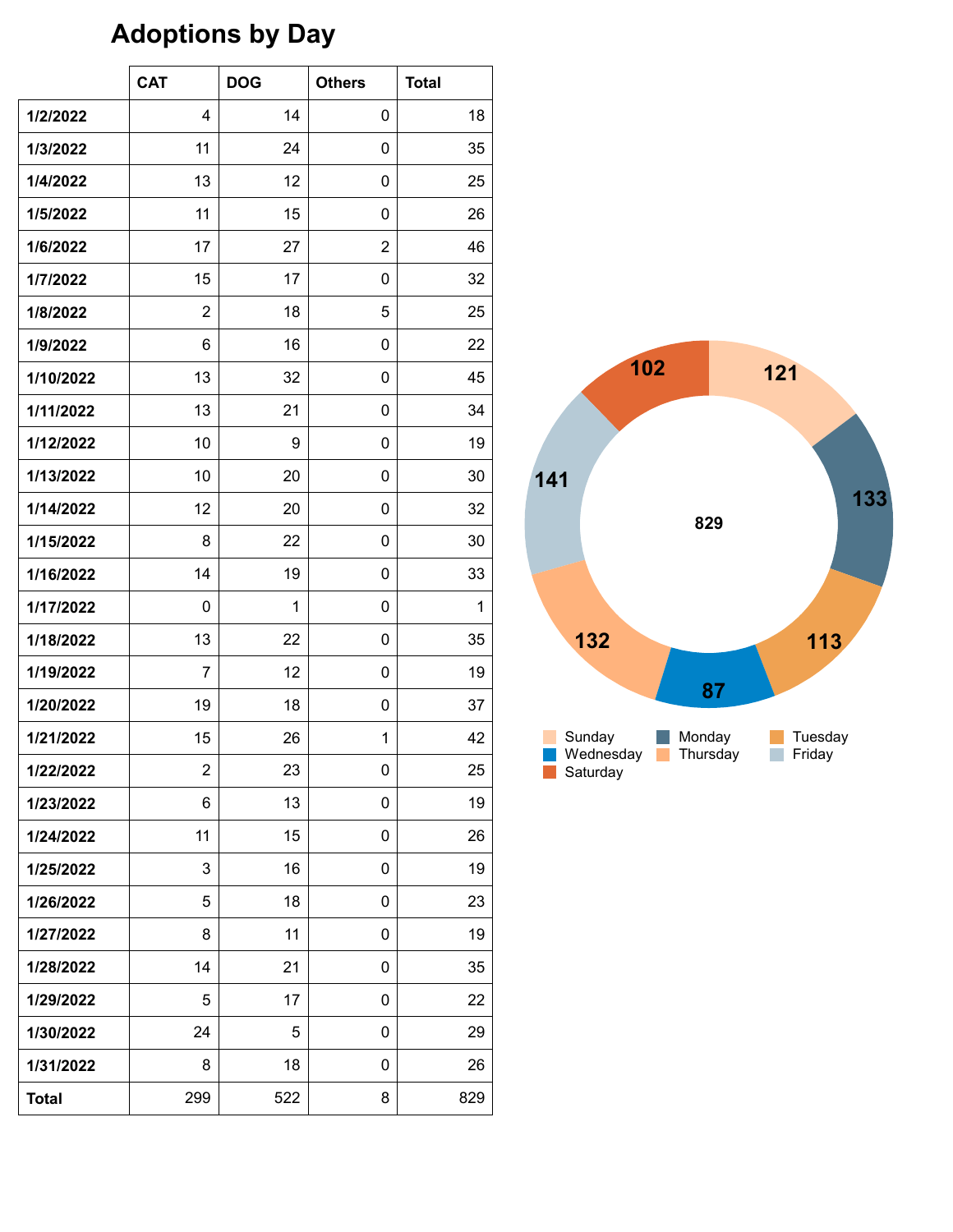# Adoptions by Day

| | CAT | DOG | Others | Total |
|---|---|---|---|---|
| **1/2/2022** | 4 | 14 | 0 | 18 |
| **1/3/2022** | 11 | 24 | 0 | 35 |
| **1/4/2022** | 13 | 12 | 0 | 25 |
| **1/5/2022** | 11 | 15 | 0 | 26 |
| **1/6/2022** | 17 | 27 | 2 | 46 |
| **1/7/2022** | 15 | 17 | 0 | 32 |
| **1/8/2022** | 2 | 18 | 5 | 25 |
| **1/9/2022** | 6 | 16 | 0 | 22 |
| **1/10/2022** | 13 | 32 | 0 | 45 |
| **1/11/2022** | 13 | 21 | 0 | 34 |
| **1/12/2022** | 10 | 9 | 0 | 19 |
| **1/13/2022** | 10 | 20 | 0 | 30 |
| **1/14/2022** | 12 | 20 | 0 | 32 |
| **1/15/2022** | 8 | 22 | 0 | 30 |
| **1/16/2022** | 14 | 19 | 0 | 33 |
| **1/17/2022** | 0 | 1 | 0 | 1 |
| **1/18/2022** | 13 | 22 | 0 | 35 |
| **1/19/2022** | 7 | 12 | 0 | 19 |
| **1/20/2022** | 19 | 18 | 0 | 37 |
| **1/21/2022** | 15 | 26 | 1 | 42 |
| **1/22/2022** | 2 | 23 | 0 | 25 |
| **1/23/2022** | 6 | 13 | 0 | 19 |
| **1/24/2022** | 11 | 15 | 0 | 26 |
| **1/25/2022** | 3 | 16 | 0 | 19 |
| **1/26/2022** | 5 | 18 | 0 | 23 |
| **1/27/2022** | 8 | 11 | 0 | 19 |
| **1/28/2022** | 14 | 21 | 0 | 35 |
| **1/29/2022** | 5 | 17 | 0 | 22 |
| **1/30/2022** | 24 | 5 | 0 | 29 |
| **1/31/2022** | 8 | 18 | 0 | 26 |
| **Total** | 299 | 522 | 8 | 829 |

| Day | Adoptions |
|---|---|
| Sunday | 121 |
| Monday | 133 |
| Tuesday | 113 |
| Wednesday | 87 |
| Thursday | 132 |
| Friday | 141 |
| Saturday | 102 |
| Total | 829 |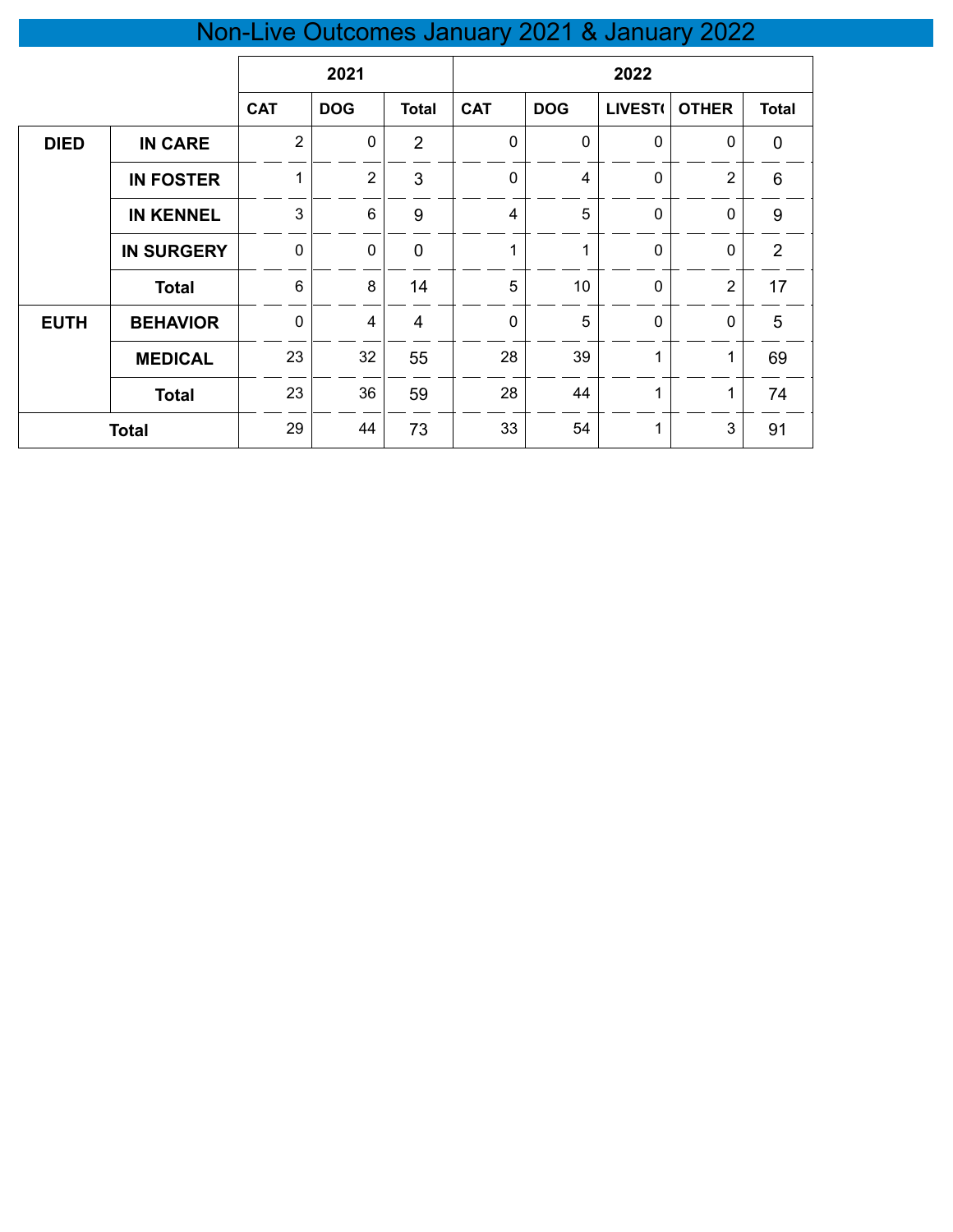# Non-Live Outcomes January 2021 & January 2022

| | | 2021 | | | 2022 | | | | |
|---|---|---|---|---|---|---|---|---|---|
| | | CAT | DOG | Total | CAT | DOG | LIVEST( | OTHER | Total |
| DIED | IN CARE | 2 | 0 | 2 | 0 | 0 | 0 | 0 | 0 |
| | IN FOSTER | 1 | 2 | 3 | 0 | 4 | 0 | 2 | 6 |
| | IN KENNEL | 3 | 6 | 9 | 4 | 5 | 0 | 0 | 9 |
| | IN SURGERY | 0 | 0 | 0 | 1 | 1 | 0 | 0 | 2 |
| | Total | 6 | 8 | 14 | 5 | 10 | 0 | 2 | 17 |
| EUTH | BEHAVIOR | 0 | 4 | 4 | 0 | 5 | 0 | 0 | 5 |
| | MEDICAL | 23 | 32 | 55 | 28 | 39 | 1 | 1 | 69 |
| | Total | 23 | 36 | 59 | 28 | 44 | 1 | 1 | 74 |
| Total | | 29 | 44 | 73 | 33 | 54 | 1 | 3 | 91 |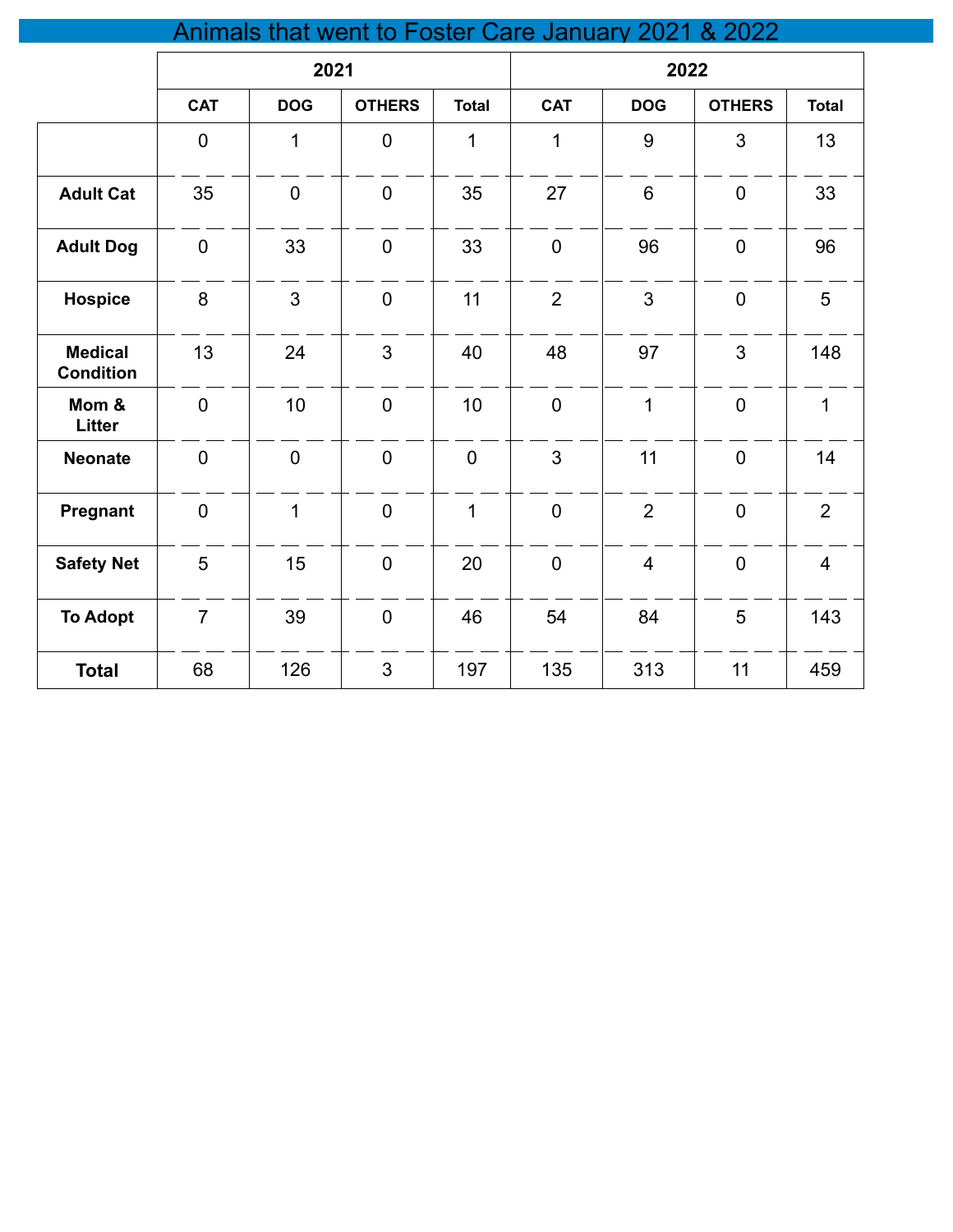# Animals that went to Foster Care January 2021 & 2022

| | 2021 | | | | 2022 | | | |
|---|---|---|---|---|---|---|---|---|
| | CAT | DOG | OTHERS | Total | CAT | DOG | OTHERS | Total |
| | 0 | 1 | 0 | 1 | 1 | 9 | 3 | 13 |
| **Adult Cat** | 35 | 0 | 0 | 35 | 27 | 6 | 0 | 33 |
| **Adult Dog** | 0 | 33 | 0 | 33 | 0 | 96 | 0 | 96 |
| **Hospice** | 8 | 3 | 0 | 11 | 2 | 3 | 0 | 5 |
| **Medical Condition** | 13 | 24 | 3 | 40 | 48 | 97 | 3 | 148 |
| **Mom & Litter** | 0 | 10 | 0 | 10 | 0 | 1 | 0 | 1 |
| **Neonate** | 0 | 0 | 0 | 0 | 3 | 11 | 0 | 14 |
| **Pregnant** | 0 | 1 | 0 | 1 | 0 | 2 | 0 | 2 |
| **Safety Net** | 5 | 15 | 0 | 20 | 0 | 4 | 0 | 4 |
| **To Adopt** | 7 | 39 | 0 | 46 | 54 | 84 | 5 | 143 |
| **Total** | 68 | 126 | 3 | 197 | 135 | 313 | 11 | 459 |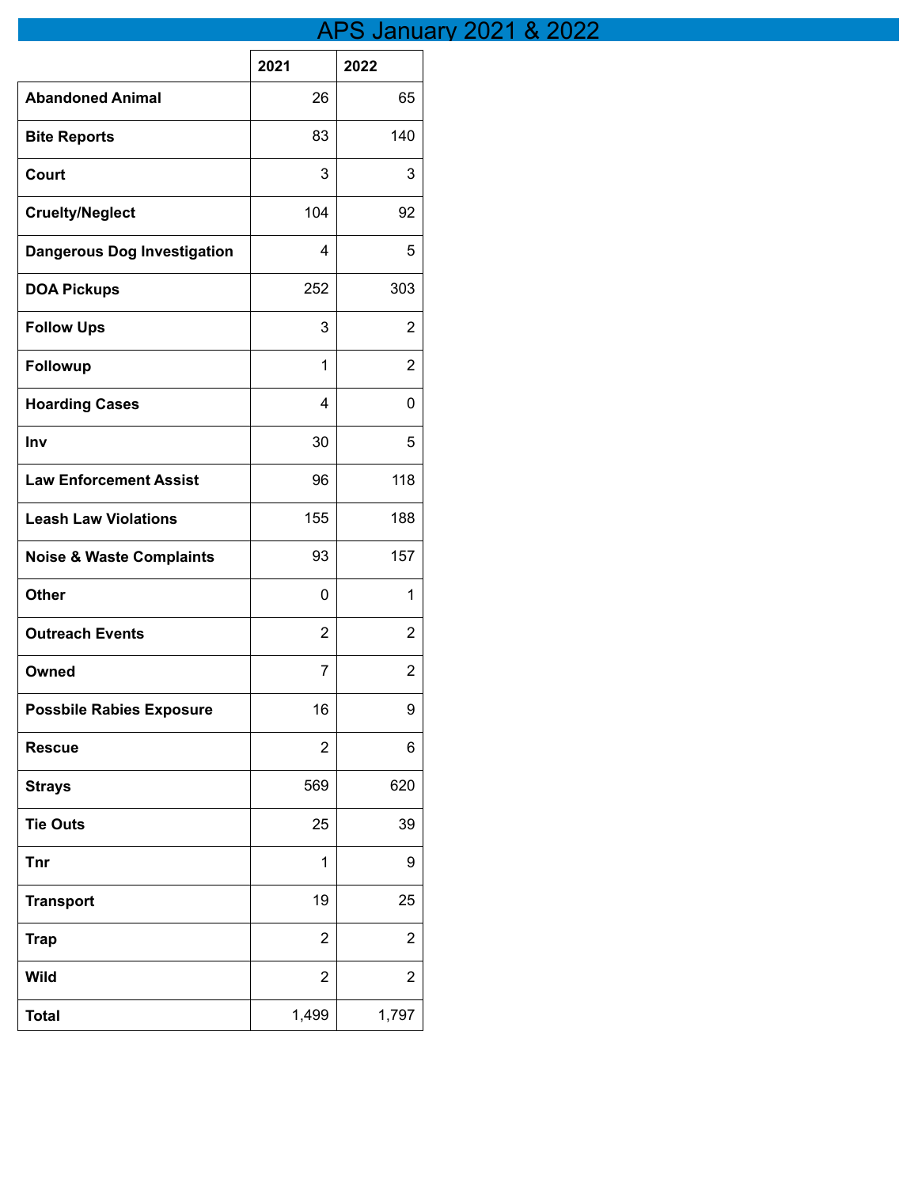# APS January 2021 & 2022

| | 2021 | 2022 |
|---|---|---|
| **Abandoned Animal** | 26 | 65 |
| **Bite Reports** | 83 | 140 |
| **Court** | 3 | 3 |
| **Cruelty/Neglect** | 104 | 92 |
| **Dangerous Dog Investigation** | 4 | 5 |
| **DOA Pickups** | 252 | 303 |
| **Follow Ups** | 3 | 2 |
| **Followup** | 1 | 2 |
| **Hoarding Cases** | 4 | 0 |
| **Inv** | 30 | 5 |
| **Law Enforcement Assist** | 96 | 118 |
| **Leash Law Violations** | 155 | 188 |
| **Noise & Waste Complaints** | 93 | 157 |
| **Other** | 0 | 1 |
| **Outreach Events** | 2 | 2 |
| **Owned** | 7 | 2 |
| **Possbile Rabies Exposure** | 16 | 9 |
| **Rescue** | 2 | 6 |
| **Strays** | 569 | 620 |
| **Tie Outs** | 25 | 39 |
| **Tnr** | 1 | 9 |
| **Transport** | 19 | 25 |
| **Trap** | 2 | 2 |
| **Wild** | 2 | 2 |
| **Total** | 1,499 | 1,797 |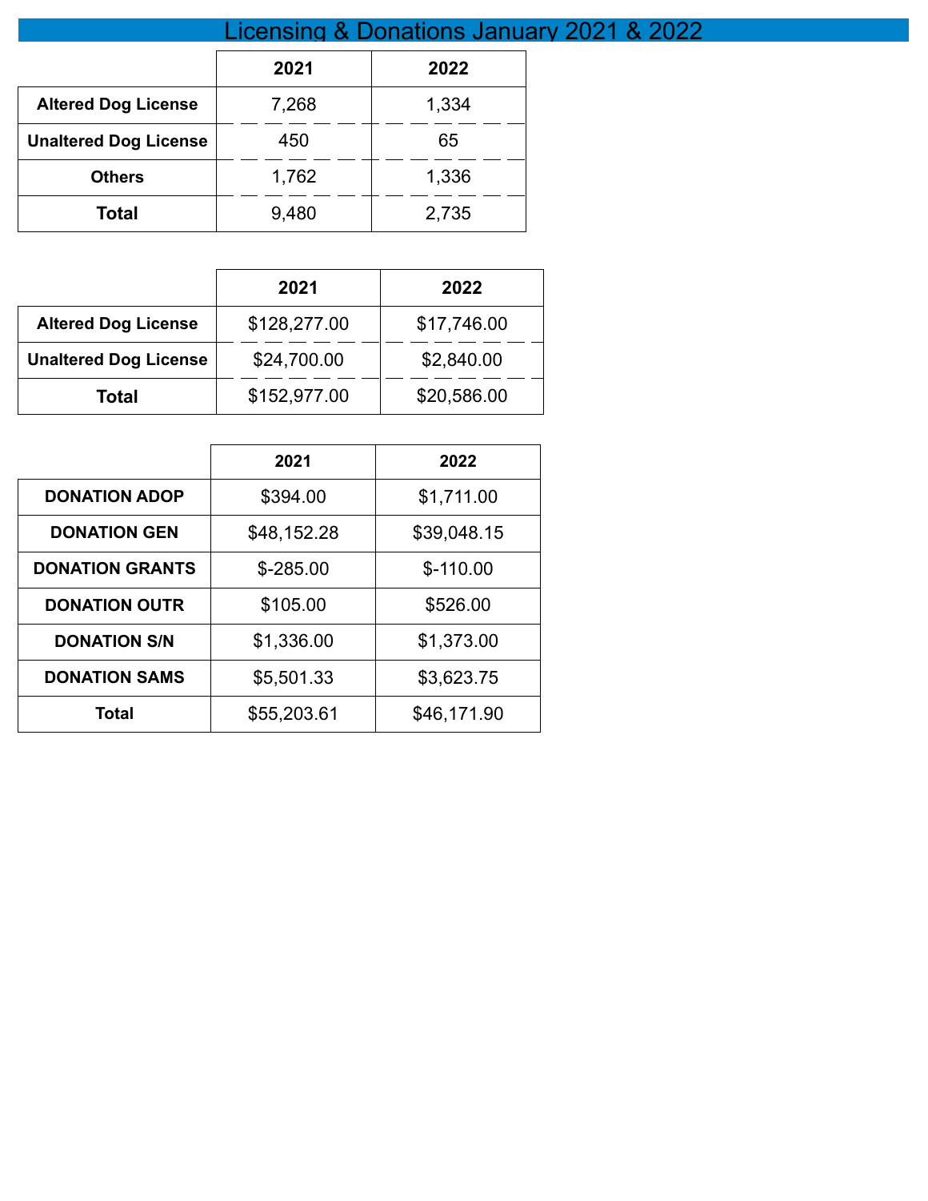# Licensing & Donations January 2021 & 2022

| | 2021 | 2022 |
|---|---|---|
| **Altered Dog License** | 7,268 | 1,334 |
| **Unaltered Dog License** | 450 | 65 |
| **Others** | 1,762 | 1,336 |
| **Total** | 9,480 | 2,735 |

| | 2021 | 2022 |
|---|---|---|
| **Altered Dog License** | $128,277.00 | $17,746.00 |
| **Unaltered Dog License** | $24,700.00 | $2,840.00 |
| **Total** | $152,977.00 | $20,586.00 |

| | 2021 | 2022 |
|---|---|---|
| **DONATION ADOP** | $394.00 | $1,711.00 |
| **DONATION GEN** | $48,152.28 | $39,048.15 |
| **DONATION GRANTS** | $-285.00 | $-110.00 |
| **DONATION OUTR** | $105.00 | $526.00 |
| **DONATION S/N** | $1,336.00 | $1,373.00 |
| **DONATION SAMS** | $5,501.33 | $3,623.75 |
| **Total** | $55,203.61 | $46,171.90 |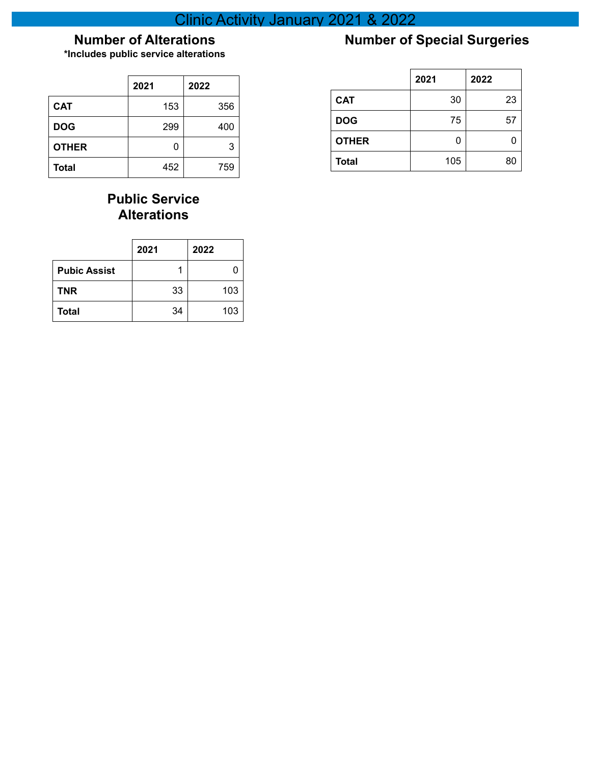# Clinic Activity January 2021 & 2022

## Number of Alterations

**\*Includes public service alterations**

| | 2021 | 2022 |
|---|---|---|
| **CAT** | 153 | 356 |
| **DOG** | 299 | 400 |
| **OTHER** | 0 | 3 |
| **Total** | 452 | 759 |

## Public Service Alterations

| | 2021 | 2022 |
|---|---|---|
| **Pubic Assist** | 1 | 0 |
| **TNR** | 33 | 103 |
| **Total** | 34 | 103 |

## Number of Special Surgeries

| | 2021 | 2022 |
|---|---|---|
| **CAT** | 30 | 23 |
| **DOG** | 75 | 57 |
| **OTHER** | 0 | 0 |
| **Total** | 105 | 80 |